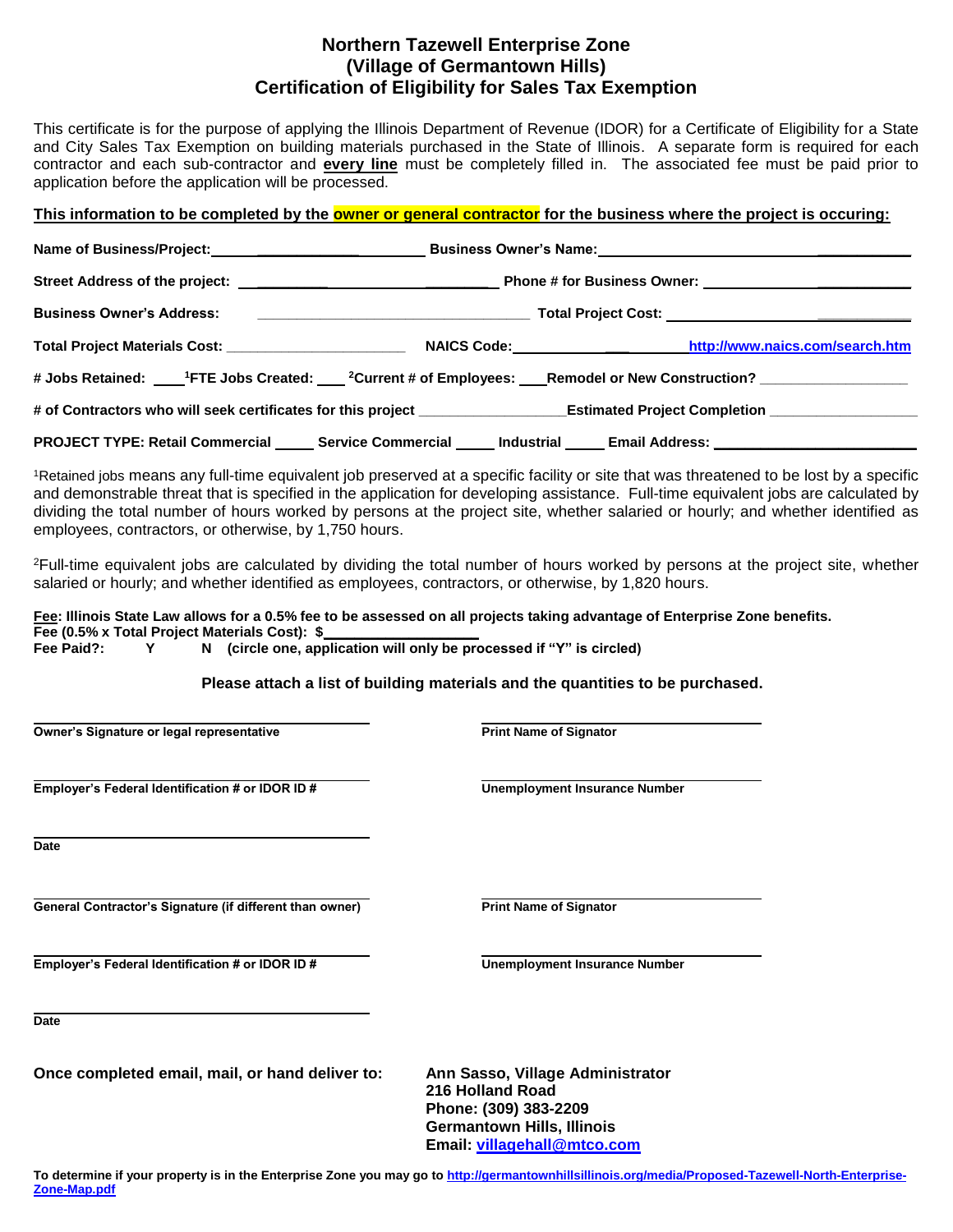# Northern Tazewell Enterprise Zone
## (Village of Germantown Hills)
## Certification of Eligibility for Sales Tax Exemption

This certificate is for the purpose of applying the Illinois Department of Revenue (IDOR) for a Certificate of Eligibility for a State and City Sales Tax Exemption on building materials purchased in the State of Illinois. A separate form is required for each contractor and each sub-contractor and **every line** must be completely filled in. The associated fee must be paid prior to application before the application will be processed.

**This information to be completed by the owner or general contractor for the business where the project is occuring:**

**Name of Business/Project:** ______________________ **Business Owner's Name:** ______________________

**Street Address of the project:** ______________________ **Phone # for Business Owner:** ______________________

**Business Owner's Address:** ______________________ **Total Project Cost:** ______________________

**Total Project Materials Cost:** ______________________ **NAICS Code:** ____________ http://www.naics.com/search.htm

**# Jobs Retained:** ____ **[1]FTE Jobs Created:** ____ **[2]Current # of Employees:** ____ **Remodel or New Construction?** ______________

**# of Contractors who will seek certificates for this project** ______________ **Estimated Project Completion** ______________

**PROJECT TYPE: Retail Commercial** _____ **Service Commercial** _____ **Industrial** _____ **Email Address:** ______________________

[1]Retained jobs means any full-time equivalent job preserved at a specific facility or site that was threatened to be lost by a specific and demonstrable threat that is specified in the application for developing assistance. Full-time equivalent jobs are calculated by dividing the total number of hours worked by persons at the project site, whether salaried or hourly; and whether identified as employees, contractors, or otherwise, by 1,750 hours.

[2]Full-time equivalent jobs are calculated by dividing the total number of hours worked by persons at the project site, whether salaried or hourly; and whether identified as employees, contractors, or otherwise, by 1,820 hours.

**Fee: Illinois State Law allows for a 0.5% fee to be assessed on all projects taking advantage of Enterprise Zone benefits.**
**Fee (0.5% x Total Project Materials Cost): $** ______________
**Fee Paid?: Y N (circle one, application will only be processed if "Y" is circled)**

**Please attach a list of building materials and the quantities to be purchased.**

______________________
**Owner's Signature or legal representative**

______________________
**Print Name of Signator**

______________________
**Employer's Federal Identification # or IDOR ID #**

______________________
**Unemployment Insurance Number**

______________________
**Date**

______________________
**General Contractor's Signature (if different than owner)**

______________________
**Print Name of Signator**

______________________
**Employer's Federal Identification # or IDOR ID #**

______________________
**Unemployment Insurance Number**

______________________
**Date**

**Once completed email, mail, or hand deliver to:**

**Ann Sasso, Village Administrator**
**216 Holland Road**
**Phone: (309) 383-2209**
**Germantown Hills, Illinois**
**Email: villagehall@mtco.com**

**To determine if your property is in the Enterprise Zone you may go to http://germantownhillsillinois.org/media/Proposed-Tazewell-North-Enterprise-Zone-Map.pdf**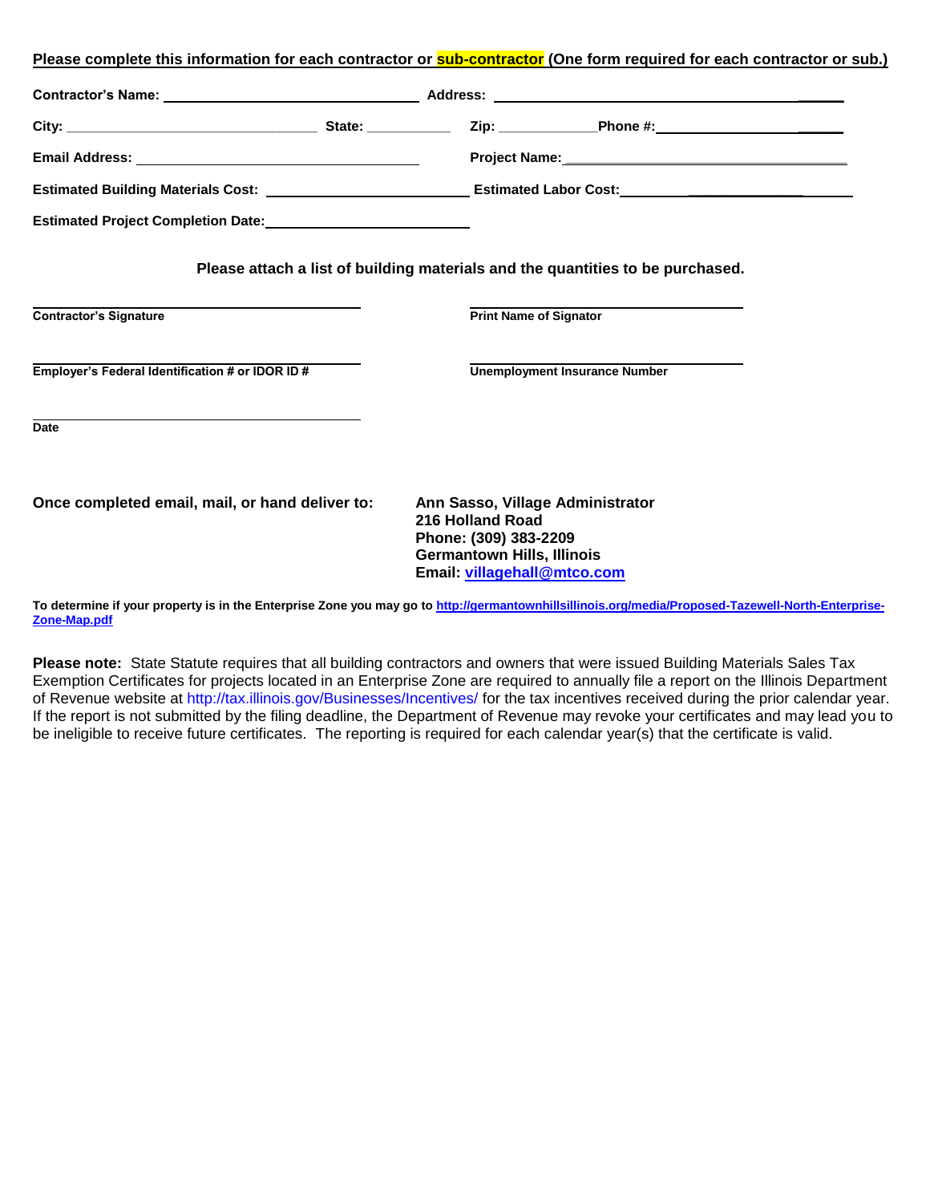**Please complete this information for each contractor or sub-contractor (One form required for each contractor or sub.)**

**Contractor's Name:** ______________________________ **Address:** ______________________________________

**City:** ______________________________ **State:** __________ **Zip:** ____________ **Phone #:** ____________________

**Email Address:** ______________________________ **Project Name:** ______________________________

**Estimated Building Materials Cost:** ______________________ **Estimated Labor Cost:** ______________________

**Estimated Project Completion Date:** ______________________

**Please attach a list of building materials and the quantities to be purchased.**

______________________________
**Contractor's Signature**

______________________________
**Print Name of Signator**

______________________________
**Employer's Federal Identification # or IDOR ID #**

______________________________
**Unemployment Insurance Number**

______________________________
**Date**

**Once completed email, mail, or hand deliver to:**

**Ann Sasso, Village Administrator**
**216 Holland Road**
**Phone: (309) 383-2209**
**Germantown Hills, Illinois**
**Email: villagehall@mtco.com**

**To determine if your property is in the Enterprise Zone you may go to http://germantownhillsillinois.org/media/Proposed-Tazewell-North-Enterprise-Zone-Map.pdf**

**Please note:** State Statute requires that all building contractors and owners that were issued Building Materials Sales Tax Exemption Certificates for projects located in an Enterprise Zone are required to annually file a report on the Illinois Department of Revenue website at http://tax.illinois.gov/Businesses/Incentives/ for the tax incentives received during the prior calendar year. If the report is not submitted by the filing deadline, the Department of Revenue may revoke your certificates and may lead you to be ineligible to receive future certificates. The reporting is required for each calendar year(s) that the certificate is valid.